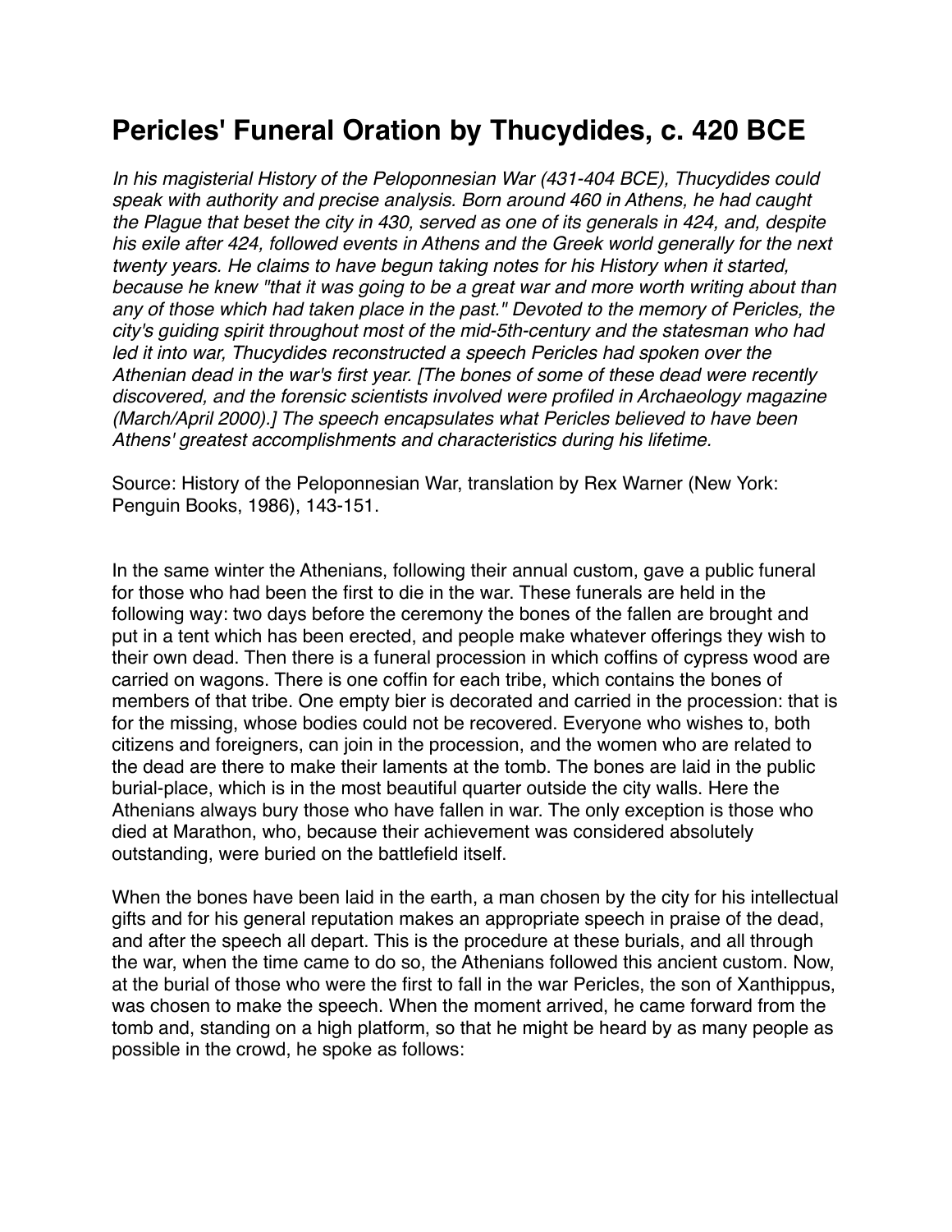# Pericles' Funeral Oration by Thucydides, c. 420 BCE

*In his magisterial History of the Peloponnesian War (431-404 BCE), Thucydides could speak with authority and precise analysis. Born around 460 in Athens, he had caught the Plague that beset the city in 430, served as one of its generals in 424, and, despite his exile after 424, followed events in Athens and the Greek world generally for the next twenty years. He claims to have begun taking notes for his History when it started, because he knew "that it was going to be a great war and more worth writing about than any of those which had taken place in the past." Devoted to the memory of Pericles, the city's guiding spirit throughout most of the mid-5th-century and the statesman who had led it into war, Thucydides reconstructed a speech Pericles had spoken over the Athenian dead in the war's first year. [The bones of some of these dead were recently discovered, and the forensic scientists involved were profiled in Archaeology magazine (March/April 2000).] The speech encapsulates what Pericles believed to have been Athens' greatest accomplishments and characteristics during his lifetime.*

Source: History of the Peloponnesian War, translation by Rex Warner (New York: Penguin Books, 1986), 143-151.

In the same winter the Athenians, following their annual custom, gave a public funeral for those who had been the first to die in the war. These funerals are held in the following way: two days before the ceremony the bones of the fallen are brought and put in a tent which has been erected, and people make whatever offerings they wish to their own dead. Then there is a funeral procession in which coffins of cypress wood are carried on wagons. There is one coffin for each tribe, which contains the bones of members of that tribe. One empty bier is decorated and carried in the procession: that is for the missing, whose bodies could not be recovered. Everyone who wishes to, both citizens and foreigners, can join in the procession, and the women who are related to the dead are there to make their laments at the tomb. The bones are laid in the public burial-place, which is in the most beautiful quarter outside the city walls. Here the Athenians always bury those who have fallen in war. The only exception is those who died at Marathon, who, because their achievement was considered absolutely outstanding, were buried on the battlefield itself.

When the bones have been laid in the earth, a man chosen by the city for his intellectual gifts and for his general reputation makes an appropriate speech in praise of the dead, and after the speech all depart. This is the procedure at these burials, and all through the war, when the time came to do so, the Athenians followed this ancient custom. Now, at the burial of those who were the first to fall in the war Pericles, the son of Xanthippus, was chosen to make the speech. When the moment arrived, he came forward from the tomb and, standing on a high platform, so that he might be heard by as many people as possible in the crowd, he spoke as follows: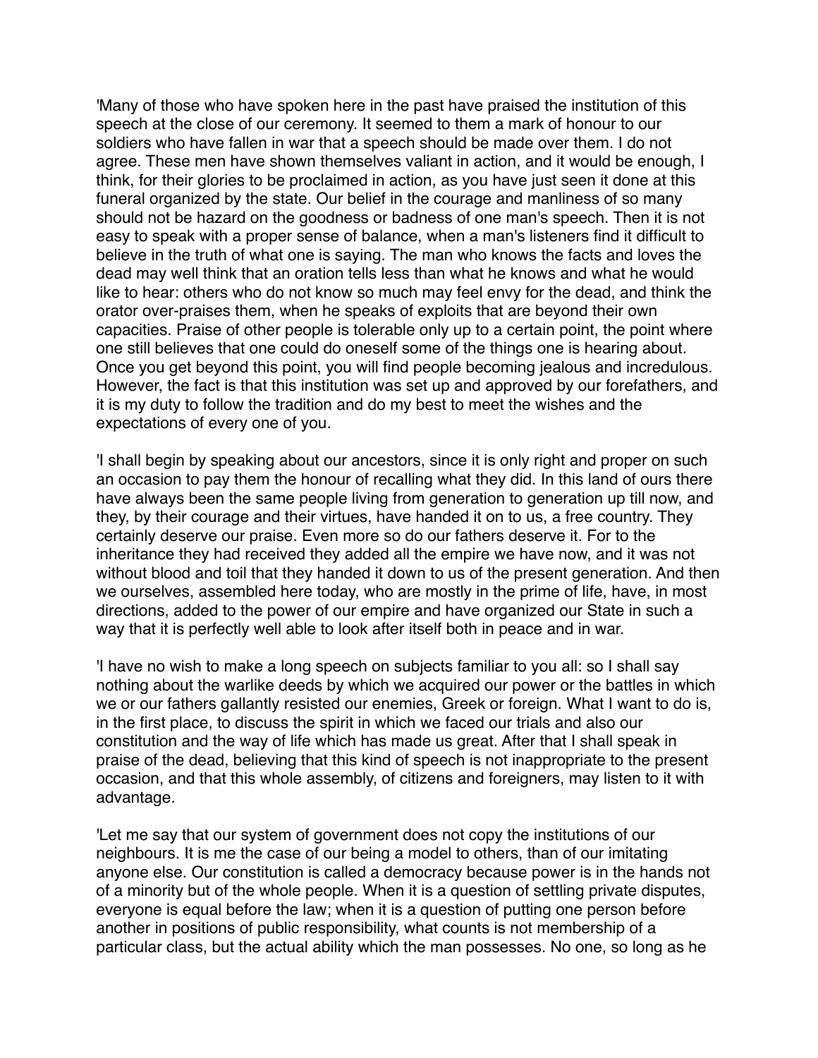'Many of those who have spoken here in the past have praised the institution of this speech at the close of our ceremony. It seemed to them a mark of honour to our soldiers who have fallen in war that a speech should be made over them. I do not agree. These men have shown themselves valiant in action, and it would be enough, I think, for their glories to be proclaimed in action, as you have just seen it done at this funeral organized by the state. Our belief in the courage and manliness of so many should not be hazard on the goodness or badness of one man's speech. Then it is not easy to speak with a proper sense of balance, when a man's listeners find it difficult to believe in the truth of what one is saying. The man who knows the facts and loves the dead may well think that an oration tells less than what he knows and what he would like to hear: others who do not know so much may feel envy for the dead, and think the orator over-praises them, when he speaks of exploits that are beyond their own capacities. Praise of other people is tolerable only up to a certain point, the point where one still believes that one could do oneself some of the things one is hearing about. Once you get beyond this point, you will find people becoming jealous and incredulous. However, the fact is that this institution was set up and approved by our forefathers, and it is my duty to follow the tradition and do my best to meet the wishes and the expectations of every one of you.

'I shall begin by speaking about our ancestors, since it is only right and proper on such an occasion to pay them the honour of recalling what they did. In this land of ours there have always been the same people living from generation to generation up till now, and they, by their courage and their virtues, have handed it on to us, a free country. They certainly deserve our praise. Even more so do our fathers deserve it. For to the inheritance they had received they added all the empire we have now, and it was not without blood and toil that they handed it down to us of the present generation. And then we ourselves, assembled here today, who are mostly in the prime of life, have, in most directions, added to the power of our empire and have organized our State in such a way that it is perfectly well able to look after itself both in peace and in war.

'I have no wish to make a long speech on subjects familiar to you all: so I shall say nothing about the warlike deeds by which we acquired our power or the battles in which we or our fathers gallantly resisted our enemies, Greek or foreign. What I want to do is, in the first place, to discuss the spirit in which we faced our trials and also our constitution and the way of life which has made us great. After that I shall speak in praise of the dead, believing that this kind of speech is not inappropriate to the present occasion, and that this whole assembly, of citizens and foreigners, may listen to it with advantage.

'Let me say that our system of government does not copy the institutions of our neighbours. It is me the case of our being a model to others, than of our imitating anyone else. Our constitution is called a democracy because power is in the hands not of a minority but of the whole people. When it is a question of settling private disputes, everyone is equal before the law; when it is a question of putting one person before another in positions of public responsibility, what counts is not membership of a particular class, but the actual ability which the man possesses. No one, so long as he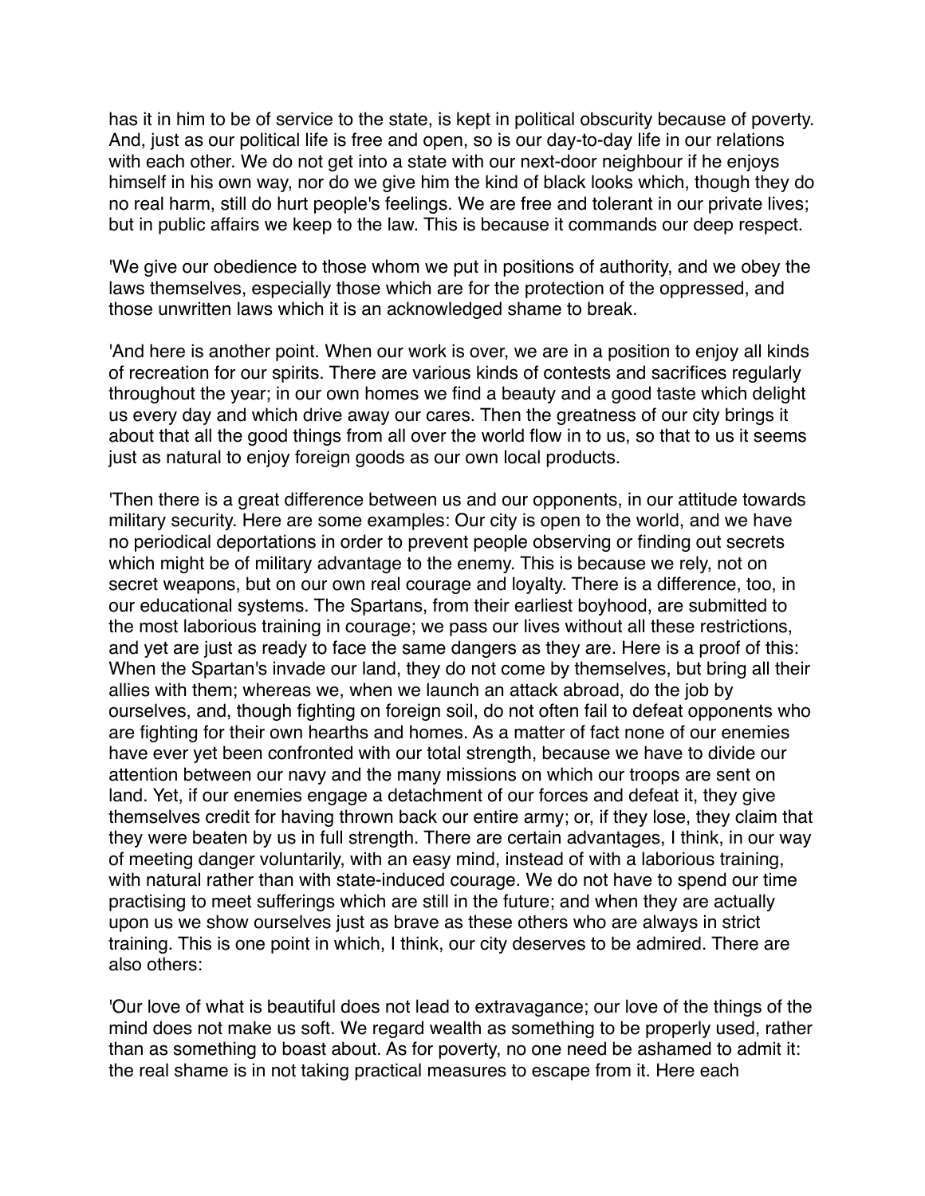has it in him to be of service to the state, is kept in political obscurity because of poverty. And, just as our political life is free and open, so is our day-to-day life in our relations with each other. We do not get into a state with our next-door neighbour if he enjoys himself in his own way, nor do we give him the kind of black looks which, though they do no real harm, still do hurt people's feelings. We are free and tolerant in our private lives; but in public affairs we keep to the law. This is because it commands our deep respect.

'We give our obedience to those whom we put in positions of authority, and we obey the laws themselves, especially those which are for the protection of the oppressed, and those unwritten laws which it is an acknowledged shame to break.

'And here is another point. When our work is over, we are in a position to enjoy all kinds of recreation for our spirits. There are various kinds of contests and sacrifices regularly throughout the year; in our own homes we find a beauty and a good taste which delight us every day and which drive away our cares. Then the greatness of our city brings it about that all the good things from all over the world flow in to us, so that to us it seems just as natural to enjoy foreign goods as our own local products.

'Then there is a great difference between us and our opponents, in our attitude towards military security. Here are some examples: Our city is open to the world, and we have no periodical deportations in order to prevent people observing or finding out secrets which might be of military advantage to the enemy. This is because we rely, not on secret weapons, but on our own real courage and loyalty. There is a difference, too, in our educational systems. The Spartans, from their earliest boyhood, are submitted to the most laborious training in courage; we pass our lives without all these restrictions, and yet are just as ready to face the same dangers as they are. Here is a proof of this: When the Spartan's invade our land, they do not come by themselves, but bring all their allies with them; whereas we, when we launch an attack abroad, do the job by ourselves, and, though fighting on foreign soil, do not often fail to defeat opponents who are fighting for their own hearths and homes. As a matter of fact none of our enemies have ever yet been confronted with our total strength, because we have to divide our attention between our navy and the many missions on which our troops are sent on land. Yet, if our enemies engage a detachment of our forces and defeat it, they give themselves credit for having thrown back our entire army; or, if they lose, they claim that they were beaten by us in full strength. There are certain advantages, I think, in our way of meeting danger voluntarily, with an easy mind, instead of with a laborious training, with natural rather than with state-induced courage. We do not have to spend our time practising to meet sufferings which are still in the future; and when they are actually upon us we show ourselves just as brave as these others who are always in strict training. This is one point in which, I think, our city deserves to be admired. There are also others:

'Our love of what is beautiful does not lead to extravagance; our love of the things of the mind does not make us soft. We regard wealth as something to be properly used, rather than as something to boast about. As for poverty, no one need be ashamed to admit it: the real shame is in not taking practical measures to escape from it. Here each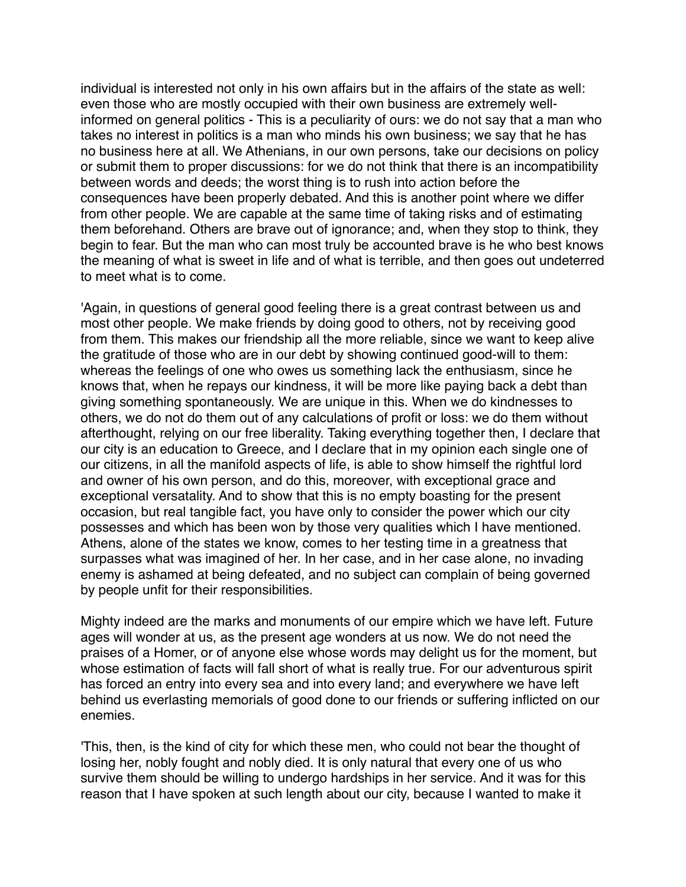individual is interested not only in his own affairs but in the affairs of the state as well: even those who are mostly occupied with their own business are extremely well-informed on general politics - This is a peculiarity of ours: we do not say that a man who takes no interest in politics is a man who minds his own business; we say that he has no business here at all. We Athenians, in our own persons, take our decisions on policy or submit them to proper discussions: for we do not think that there is an incompatibility between words and deeds; the worst thing is to rush into action before the consequences have been properly debated. And this is another point where we differ from other people. We are capable at the same time of taking risks and of estimating them beforehand. Others are brave out of ignorance; and, when they stop to think, they begin to fear. But the man who can most truly be accounted brave is he who best knows the meaning of what is sweet in life and of what is terrible, and then goes out undeterred to meet what is to come.

'Again, in questions of general good feeling there is a great contrast between us and most other people. We make friends by doing good to others, not by receiving good from them. This makes our friendship all the more reliable, since we want to keep alive the gratitude of those who are in our debt by showing continued good-will to them: whereas the feelings of one who owes us something lack the enthusiasm, since he knows that, when he repays our kindness, it will be more like paying back a debt than giving something spontaneously. We are unique in this. When we do kindnesses to others, we do not do them out of any calculations of profit or loss: we do them without afterthought, relying on our free liberality. Taking everything together then, I declare that our city is an education to Greece, and I declare that in my opinion each single one of our citizens, in all the manifold aspects of life, is able to show himself the rightful lord and owner of his own person, and do this, moreover, with exceptional grace and exceptional versatality. And to show that this is no empty boasting for the present occasion, but real tangible fact, you have only to consider the power which our city possesses and which has been won by those very qualities which I have mentioned. Athens, alone of the states we know, comes to her testing time in a greatness that surpasses what was imagined of her. In her case, and in her case alone, no invading enemy is ashamed at being defeated, and no subject can complain of being governed by people unfit for their responsibilities.

Mighty indeed are the marks and monuments of our empire which we have left. Future ages will wonder at us, as the present age wonders at us now. We do not need the praises of a Homer, or of anyone else whose words may delight us for the moment, but whose estimation of facts will fall short of what is really true. For our adventurous spirit has forced an entry into every sea and into every land; and everywhere we have left behind us everlasting memorials of good done to our friends or suffering inflicted on our enemies.

'This, then, is the kind of city for which these men, who could not bear the thought of losing her, nobly fought and nobly died. It is only natural that every one of us who survive them should be willing to undergo hardships in her service. And it was for this reason that I have spoken at such length about our city, because I wanted to make it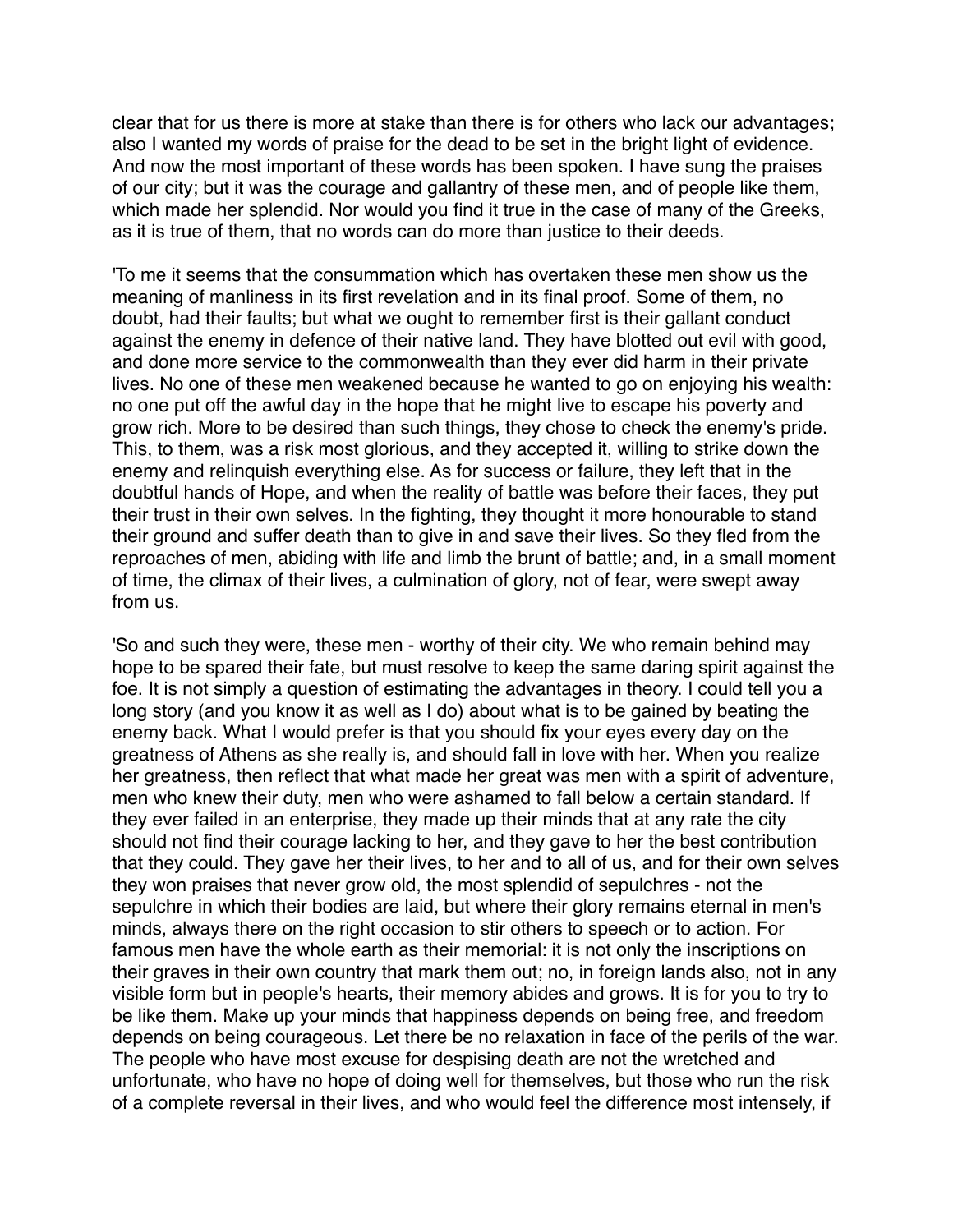clear that for us there is more at stake than there is for others who lack our advantages; also I wanted my words of praise for the dead to be set in the bright light of evidence. And now the most important of these words has been spoken. I have sung the praises of our city; but it was the courage and gallantry of these men, and of people like them, which made her splendid. Nor would you find it true in the case of many of the Greeks, as it is true of them, that no words can do more than justice to their deeds.

'To me it seems that the consummation which has overtaken these men show us the meaning of manliness in its first revelation and in its final proof. Some of them, no doubt, had their faults; but what we ought to remember first is their gallant conduct against the enemy in defence of their native land. They have blotted out evil with good, and done more service to the commonwealth than they ever did harm in their private lives. No one of these men weakened because he wanted to go on enjoying his wealth: no one put off the awful day in the hope that he might live to escape his poverty and grow rich. More to be desired than such things, they chose to check the enemy's pride. This, to them, was a risk most glorious, and they accepted it, willing to strike down the enemy and relinquish everything else. As for success or failure, they left that in the doubtful hands of Hope, and when the reality of battle was before their faces, they put their trust in their own selves. In the fighting, they thought it more honourable to stand their ground and suffer death than to give in and save their lives. So they fled from the reproaches of men, abiding with life and limb the brunt of battle; and, in a small moment of time, the climax of their lives, a culmination of glory, not of fear, were swept away from us.

'So and such they were, these men - worthy of their city. We who remain behind may hope to be spared their fate, but must resolve to keep the same daring spirit against the foe. It is not simply a question of estimating the advantages in theory. I could tell you a long story (and you know it as well as I do) about what is to be gained by beating the enemy back. What I would prefer is that you should fix your eyes every day on the greatness of Athens as she really is, and should fall in love with her. When you realize her greatness, then reflect that what made her great was men with a spirit of adventure, men who knew their duty, men who were ashamed to fall below a certain standard. If they ever failed in an enterprise, they made up their minds that at any rate the city should not find their courage lacking to her, and they gave to her the best contribution that they could. They gave her their lives, to her and to all of us, and for their own selves they won praises that never grow old, the most splendid of sepulchres - not the sepulchre in which their bodies are laid, but where their glory remains eternal in men's minds, always there on the right occasion to stir others to speech or to action. For famous men have the whole earth as their memorial: it is not only the inscriptions on their graves in their own country that mark them out; no, in foreign lands also, not in any visible form but in people's hearts, their memory abides and grows. It is for you to try to be like them. Make up your minds that happiness depends on being free, and freedom depends on being courageous. Let there be no relaxation in face of the perils of the war. The people who have most excuse for despising death are not the wretched and unfortunate, who have no hope of doing well for themselves, but those who run the risk of a complete reversal in their lives, and who would feel the difference most intensely, if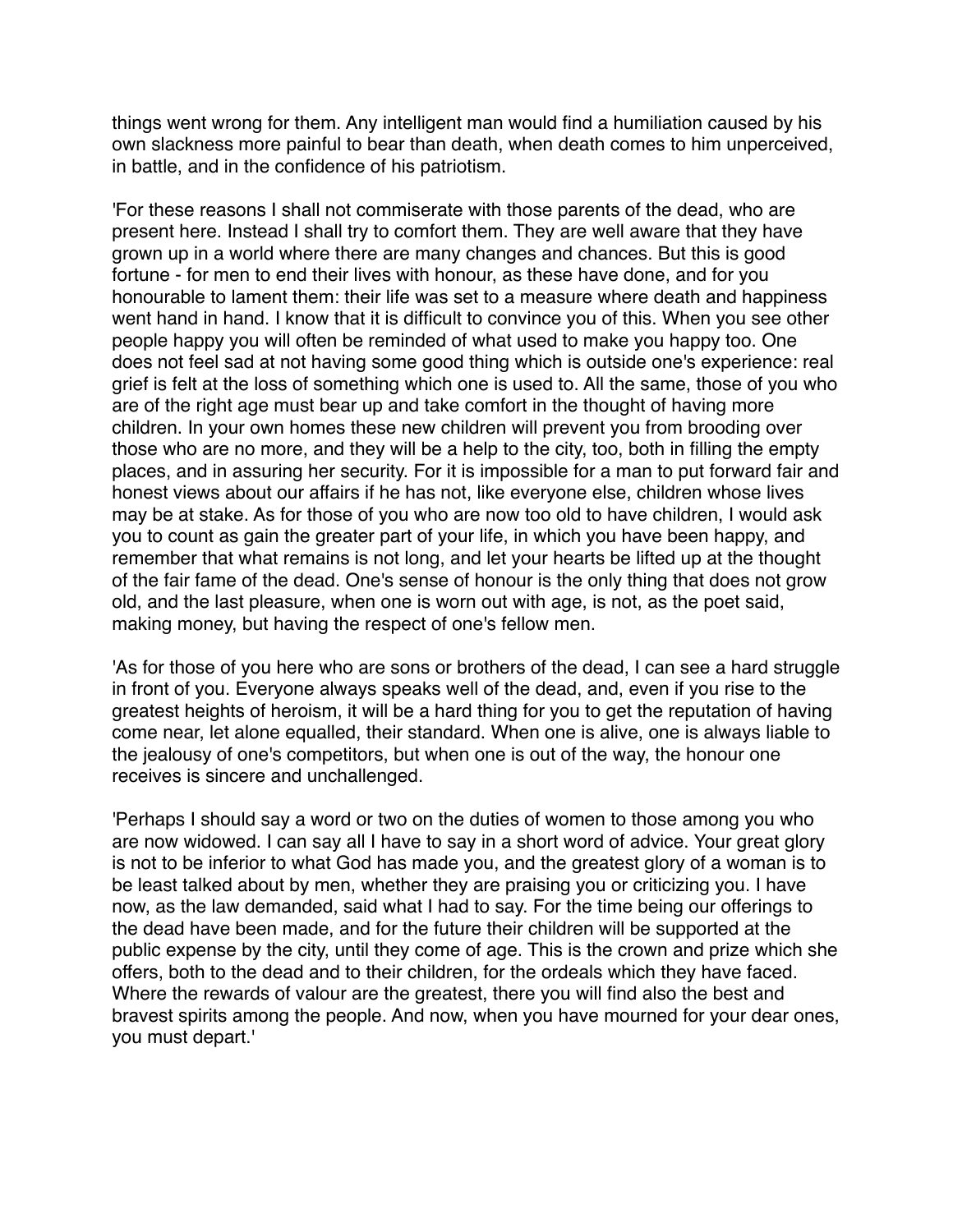things went wrong for them. Any intelligent man would find a humiliation caused by his own slackness more painful to bear than death, when death comes to him unperceived, in battle, and in the confidence of his patriotism.

'For these reasons I shall not commiserate with those parents of the dead, who are present here. Instead I shall try to comfort them. They are well aware that they have grown up in a world where there are many changes and chances. But this is good fortune - for men to end their lives with honour, as these have done, and for you honourable to lament them: their life was set to a measure where death and happiness went hand in hand. I know that it is difficult to convince you of this. When you see other people happy you will often be reminded of what used to make you happy too. One does not feel sad at not having some good thing which is outside one's experience: real grief is felt at the loss of something which one is used to. All the same, those of you who are of the right age must bear up and take comfort in the thought of having more children. In your own homes these new children will prevent you from brooding over those who are no more, and they will be a help to the city, too, both in filling the empty places, and in assuring her security. For it is impossible for a man to put forward fair and honest views about our affairs if he has not, like everyone else, children whose lives may be at stake. As for those of you who are now too old to have children, I would ask you to count as gain the greater part of your life, in which you have been happy, and remember that what remains is not long, and let your hearts be lifted up at the thought of the fair fame of the dead. One's sense of honour is the only thing that does not grow old, and the last pleasure, when one is worn out with age, is not, as the poet said, making money, but having the respect of one's fellow men.

'As for those of you here who are sons or brothers of the dead, I can see a hard struggle in front of you. Everyone always speaks well of the dead, and, even if you rise to the greatest heights of heroism, it will be a hard thing for you to get the reputation of having come near, let alone equalled, their standard. When one is alive, one is always liable to the jealousy of one's competitors, but when one is out of the way, the honour one receives is sincere and unchallenged.

'Perhaps I should say a word or two on the duties of women to those among you who are now widowed. I can say all I have to say in a short word of advice. Your great glory is not to be inferior to what God has made you, and the greatest glory of a woman is to be least talked about by men, whether they are praising you or criticizing you. I have now, as the law demanded, said what I had to say. For the time being our offerings to the dead have been made, and for the future their children will be supported at the public expense by the city, until they come of age. This is the crown and prize which she offers, both to the dead and to their children, for the ordeals which they have faced. Where the rewards of valour are the greatest, there you will find also the best and bravest spirits among the people. And now, when you have mourned for your dear ones, you must depart.'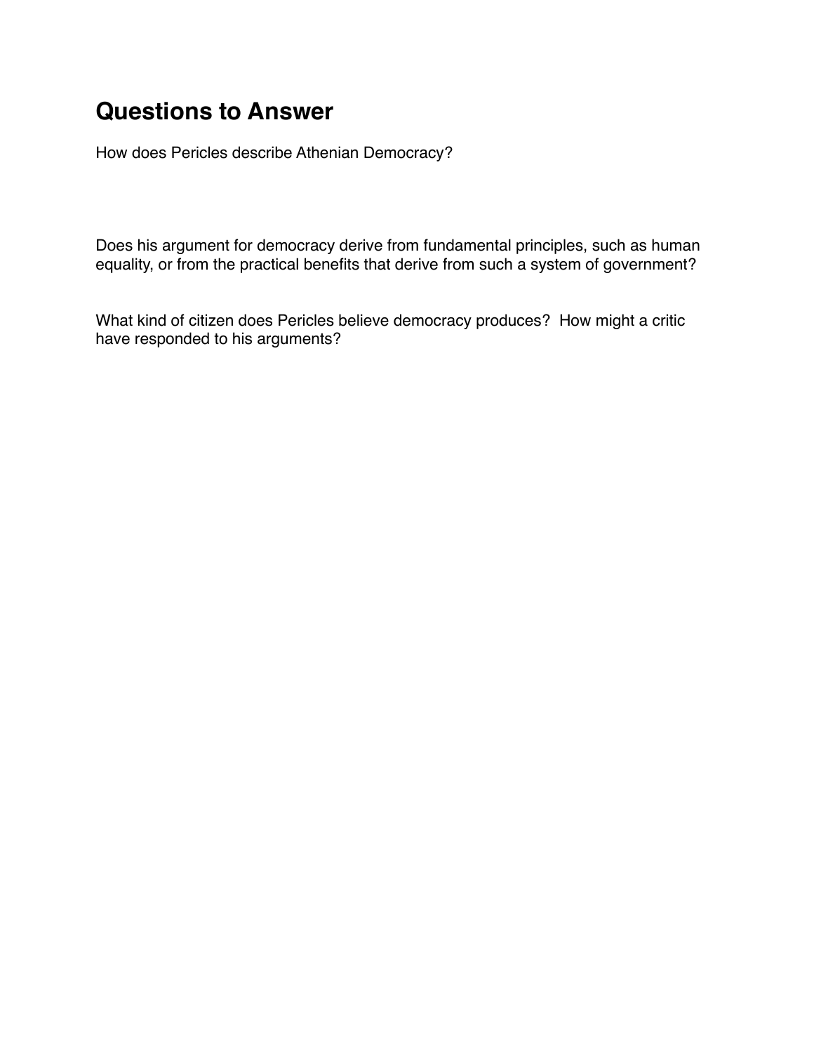## Questions to Answer

How does Pericles describe Athenian Democracy?

Does his argument for democracy derive from fundamental principles, such as human equality, or from the practical benefits that derive from such a system of government?

What kind of citizen does Pericles believe democracy produces? How might a critic have responded to his arguments?